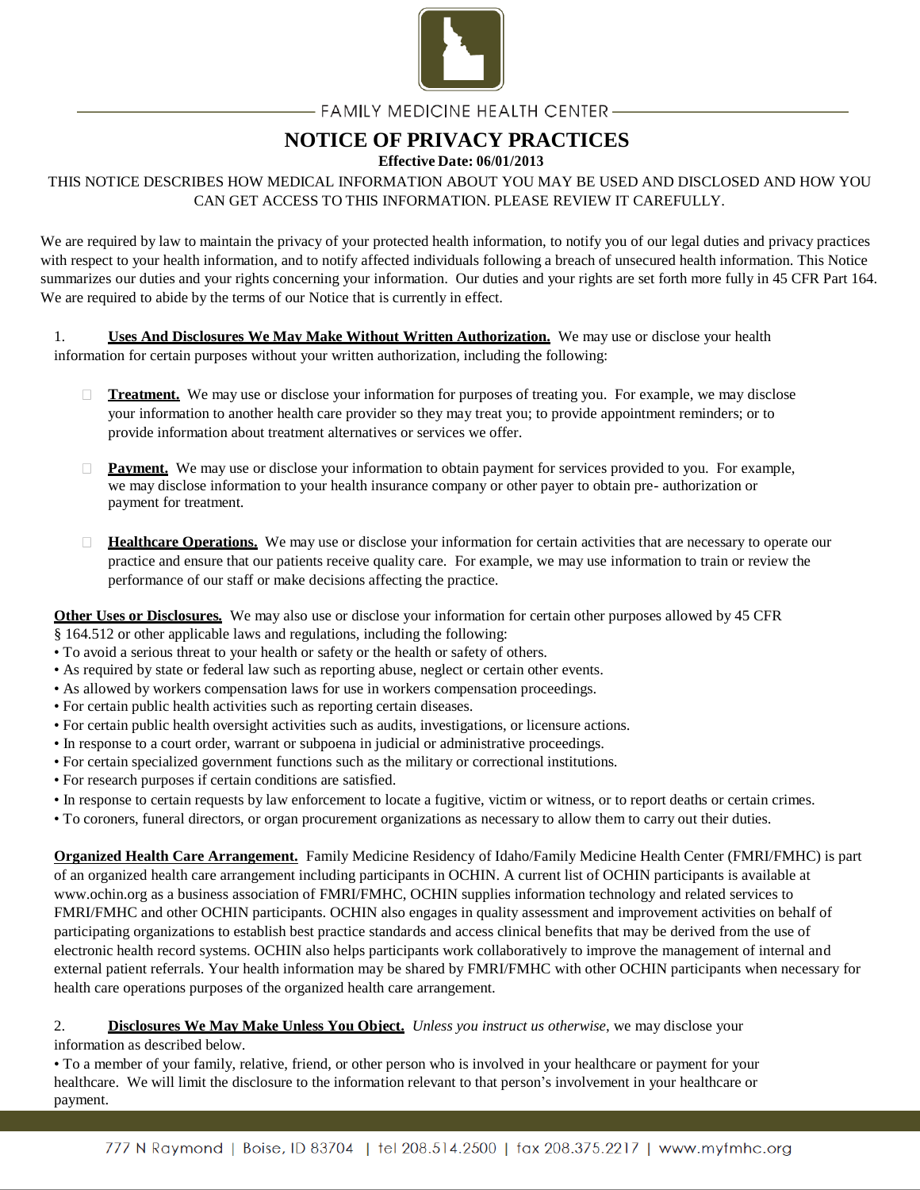FAMILY MEDICINE HEALTH CENTER

# NOTICE OF PRIVACY PRACTICES

**Effective Date: 06/01/2013**

THIS NOTICE DESCRIBES HOW MEDICAL INFORMATION ABOUT YOU MAY BE USED AND DISCLOSED AND HOW YOU CAN GET ACCESS TO THIS INFORMATION. PLEASE REVIEW IT CAREFULLY.

We are required by law to maintain the privacy of your protected health information, to notify you of our legal duties and privacy practices with respect to your health information, and to notify affected individuals following a breach of unsecured health information. This Notice summarizes our duties and your rights concerning your information. Our duties and your rights are set forth more fully in 45 CFR Part 164. We are required to abide by the terms of our Notice that is currently in effect.

1. **Uses And Disclosures We May Make Without Written Authorization.** We may use or disclose your health information for certain purposes without your written authorization, including the following:

- **Treatment.** We may use or disclose your information for purposes of treating you. For example, we may disclose your information to another health care provider so they may treat you; to provide appointment reminders; or to provide information about treatment alternatives or services we offer.

- **Payment.** We may use or disclose your information to obtain payment for services provided to you. For example, we may disclose information to your health insurance company or other payer to obtain pre- authorization or payment for treatment.

- **Healthcare Operations.** We may use or disclose your information for certain activities that are necessary to operate our practice and ensure that our patients receive quality care. For example, we may use information to train or review the performance of our staff or make decisions affecting the practice.

**Other Uses or Disclosures.** We may also use or disclose your information for certain other purposes allowed by 45 CFR § 164.512 or other applicable laws and regulations, including the following:

- To avoid a serious threat to your health or safety or the health or safety of others.
- As required by state or federal law such as reporting abuse, neglect or certain other events.
- As allowed by workers compensation laws for use in workers compensation proceedings.
- For certain public health activities such as reporting certain diseases.
- For certain public health oversight activities such as audits, investigations, or licensure actions.
- In response to a court order, warrant or subpoena in judicial or administrative proceedings.
- For certain specialized government functions such as the military or correctional institutions.
- For research purposes if certain conditions are satisfied.
- In response to certain requests by law enforcement to locate a fugitive, victim or witness, or to report deaths or certain crimes.
- To coroners, funeral directors, or organ procurement organizations as necessary to allow them to carry out their duties.

**Organized Health Care Arrangement.** Family Medicine Residency of Idaho/Family Medicine Health Center (FMRI/FMHC) is part of an organized health care arrangement including participants in OCHIN. A current list of OCHIN participants is available at www.ochin.org as a business association of FMRI/FMHC, OCHIN supplies information technology and related services to FMRI/FMHC and other OCHIN participants. OCHIN also engages in quality assessment and improvement activities on behalf of participating organizations to establish best practice standards and access clinical benefits that may be derived from the use of electronic health record systems. OCHIN also helps participants work collaboratively to improve the management of internal and external patient referrals. Your health information may be shared by FMRI/FMHC with other OCHIN participants when necessary for health care operations purposes of the organized health care arrangement.

2. **Disclosures We May Make Unless You Object.** *Unless you instruct us otherwise*, we may disclose your information as described below.

- To a member of your family, relative, friend, or other person who is involved in your healthcare or payment for your healthcare. We will limit the disclosure to the information relevant to that person's involvement in your healthcare or payment.

777 N Raymond | Boise, ID 83704 | tel 208.514.2500 | fax 208.375.2217 | www.myfmhc.org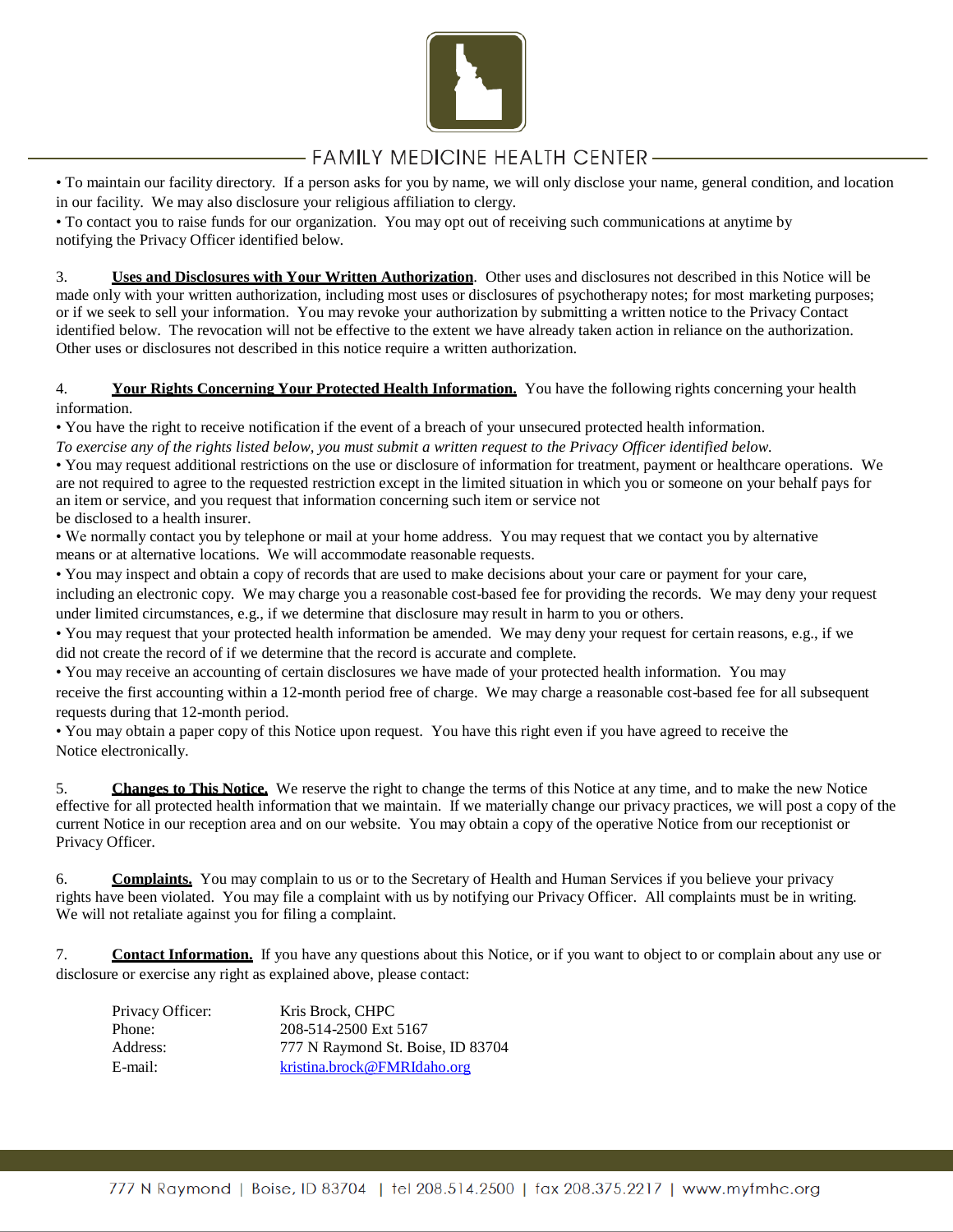• To maintain our facility directory. If a person asks for you by name, we will only disclose your name, general condition, and location in our facility. We may also disclose your religious affiliation to clergy.
• To contact you to raise funds for our organization. You may opt out of receiving such communications at anytime by notifying the Privacy Officer identified below.

3. **Uses and Disclosures with Your Written Authorization**. Other uses and disclosures not described in this Notice will be made only with your written authorization, including most uses or disclosures of psychotherapy notes; for most marketing purposes; or if we seek to sell your information. You may revoke your authorization by submitting a written notice to the Privacy Contact identified below. The revocation will not be effective to the extent we have already taken action in reliance on the authorization. Other uses or disclosures not described in this notice require a written authorization.

4. **Your Rights Concerning Your Protected Health Information.** You have the following rights concerning your health information.

• You have the right to receive notification if the event of a breach of your unsecured protected health information.

*To exercise any of the rights listed below, you must submit a written request to the Privacy Officer identified below.*

• You may request additional restrictions on the use or disclosure of information for treatment, payment or healthcare operations. We are not required to agree to the requested restriction except in the limited situation in which you or someone on your behalf pays for an item or service, and you request that information concerning such item or service not be disclosed to a health insurer.
• We normally contact you by telephone or mail at your home address. You may request that we contact you by alternative means or at alternative locations. We will accommodate reasonable requests.
• You may inspect and obtain a copy of records that are used to make decisions about your care or payment for your care, including an electronic copy. We may charge you a reasonable cost-based fee for providing the records. We may deny your request under limited circumstances, e.g., if we determine that disclosure may result in harm to you or others.
• You may request that your protected health information be amended. We may deny your request for certain reasons, e.g., if we did not create the record of if we determine that the record is accurate and complete.
• You may receive an accounting of certain disclosures we have made of your protected health information. You may receive the first accounting within a 12-month period free of charge. We may charge a reasonable cost-based fee for all subsequent requests during that 12-month period.
• You may obtain a paper copy of this Notice upon request. You have this right even if you have agreed to receive the Notice electronically.

5. **Changes to This Notice.** We reserve the right to change the terms of this Notice at any time, and to make the new Notice effective for all protected health information that we maintain. If we materially change our privacy practices, we will post a copy of the current Notice in our reception area and on our website. You may obtain a copy of the operative Notice from our receptionist or Privacy Officer.

6. **Complaints.** You may complain to us or to the Secretary of Health and Human Services if you believe your privacy rights have been violated. You may file a complaint with us by notifying our Privacy Officer. All complaints must be in writing. We will not retaliate against you for filing a complaint.

7. **Contact Information.** If you have any questions about this Notice, or if you want to object to or complain about any use or disclosure or exercise any right as explained above, please contact:

| | |
|---|---|
| Privacy Officer: | Kris Brock, CHPC |
| Phone: | 208-514-2500 Ext 5167 |
| Address: | 777 N Raymond St. Boise, ID 83704 |
| E-mail: | kristina.brock@FMRIdaho.org |